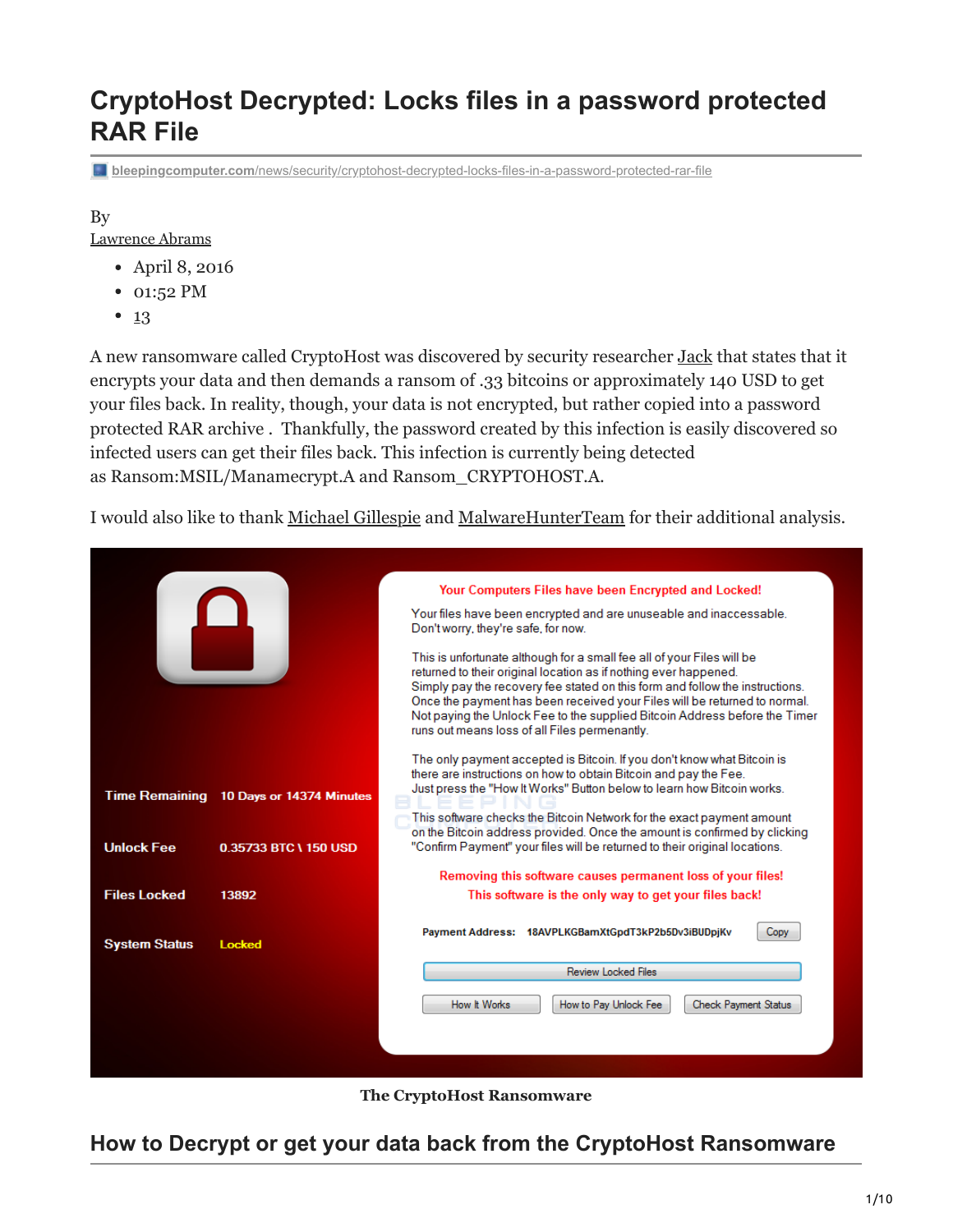# CryptoHost Decrypted: Locks files in a password protected RAR File

bleepingcomputer.com/news/security/cryptohost-decrypted-locks-files-in-a-password-protected-rar-file

By
Lawrence Abrams

- April 8, 2016
- 01:52 PM
- 13

A new ransomware called CryptoHost was discovered by security researcher Jack that states that it encrypts your data and then demands a ransom of .33 bitcoins or approximately 140 USD to get your files back. In reality, though, your data is not encrypted, but rather copied into a password protected RAR archive . Thankfully, the password created by this infection is easily discovered so infected users can get their files back. This infection is currently being detected as Ransom:MSIL/Manamecrypt.A and Ransom_CRYPTOHOST.A.

I would also like to thank Michael Gillespie and MalwareHunterTeam for their additional analysis.

**The CryptoHost Ransomware**

## How to Decrypt or get your data back from the CryptoHost Ransomware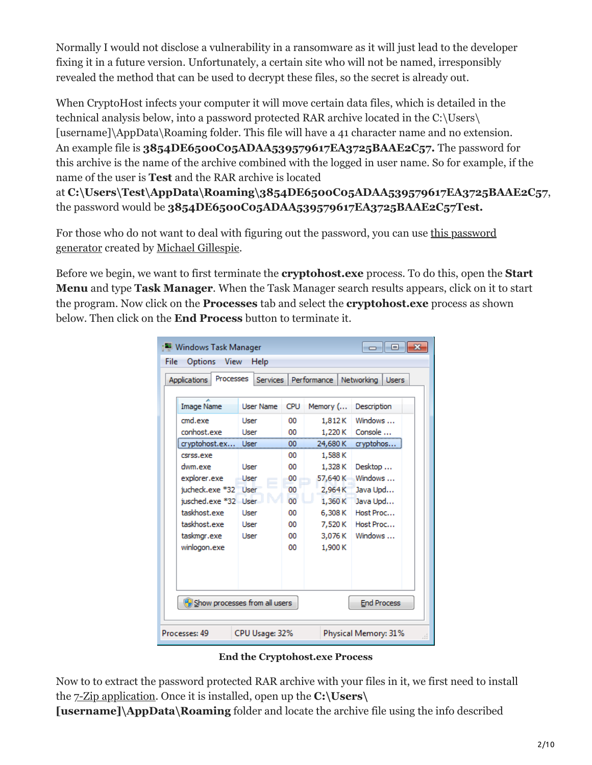Normally I would not disclose a vulnerability in a ransomware as it will just lead to the developer fixing it in a future version. Unfortunately, a certain site who will not be named, irresponsibly revealed the method that can be used to decrypt these files, so the secret is already out.

When CryptoHost infects your computer it will move certain data files, which is detailed in the technical analysis below, into a password protected RAR archive located in the C:\Users\[username]\AppData\Roaming folder. This file will have a 41 character name and no extension. An example file is **3854DE6500C05ADAA539579617EA3725BAAE2C57.** The password for this archive is the name of the archive combined with the logged in user name. So for example, if the name of the user is **Test** and the RAR archive is located at **C:\Users\Test\AppData\Roaming\3854DE6500C05ADAA539579617EA3725BAAE2C57**, the password would be **3854DE6500C05ADAA539579617EA3725BAAE2C57Test.**

For those who do not want to deal with figuring out the password, you can use this password generator created by Michael Gillespie.

Before we begin, we want to first terminate the **cryptohost.exe** process. To do this, open the **Start Menu** and type **Task Manager**. When the Task Manager search results appears, click on it to start the program. Now click on the **Processes** tab and select the **cryptohost.exe** process as shown below. Then click on the **End Process** button to terminate it.

**End the Cryptohost.exe Process**

Now to to extract the password protected RAR archive with your files in it, we first need to install the 7-Zip application. Once it is installed, open up the **C:\Users\[username]\AppData\Roaming** folder and locate the archive file using the info described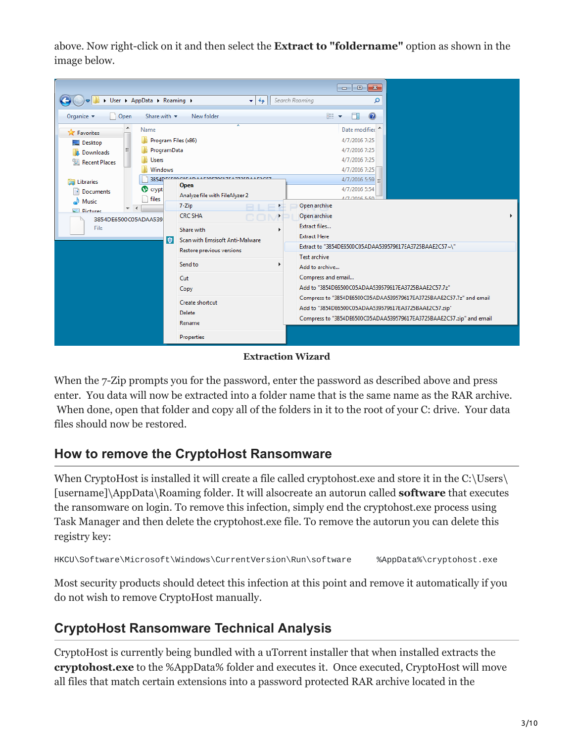above. Now right-click on it and then select the **Extract to "foldername"** option as shown in the image below.

Extraction Wizard

When the 7-Zip prompts you for the password, enter the password as described above and press enter. You data will now be extracted into a folder name that is the same name as the RAR archive. When done, open that folder and copy all of the folders in it to the root of your C: drive. Your data files should now be restored.

## How to remove the CryptoHost Ransomware

When CryptoHost is installed it will create a file called cryptohost.exe and store it in the C:\Users\[username]\AppData\Roaming folder. It will alsocreate an autorun called **software** that executes the ransomware on login. To remove this infection, simply end the cryptohost.exe process using Task Manager and then delete the cryptohost.exe file. To remove the autorun you can delete this registry key:

```
HKCU\Software\Microsoft\Windows\CurrentVersion\Run\software     %AppData%\cryptohost.exe
```

Most security products should detect this infection at this point and remove it automatically if you do not wish to remove CryptoHost manually.

## CryptoHost Ransomware Technical Analysis

CryptoHost is currently being bundled with a uTorrent installer that when installed extracts the **cryptohost.exe** to the %AppData% folder and executes it. Once executed, CryptoHost will move all files that match certain extensions into a password protected RAR archive located in the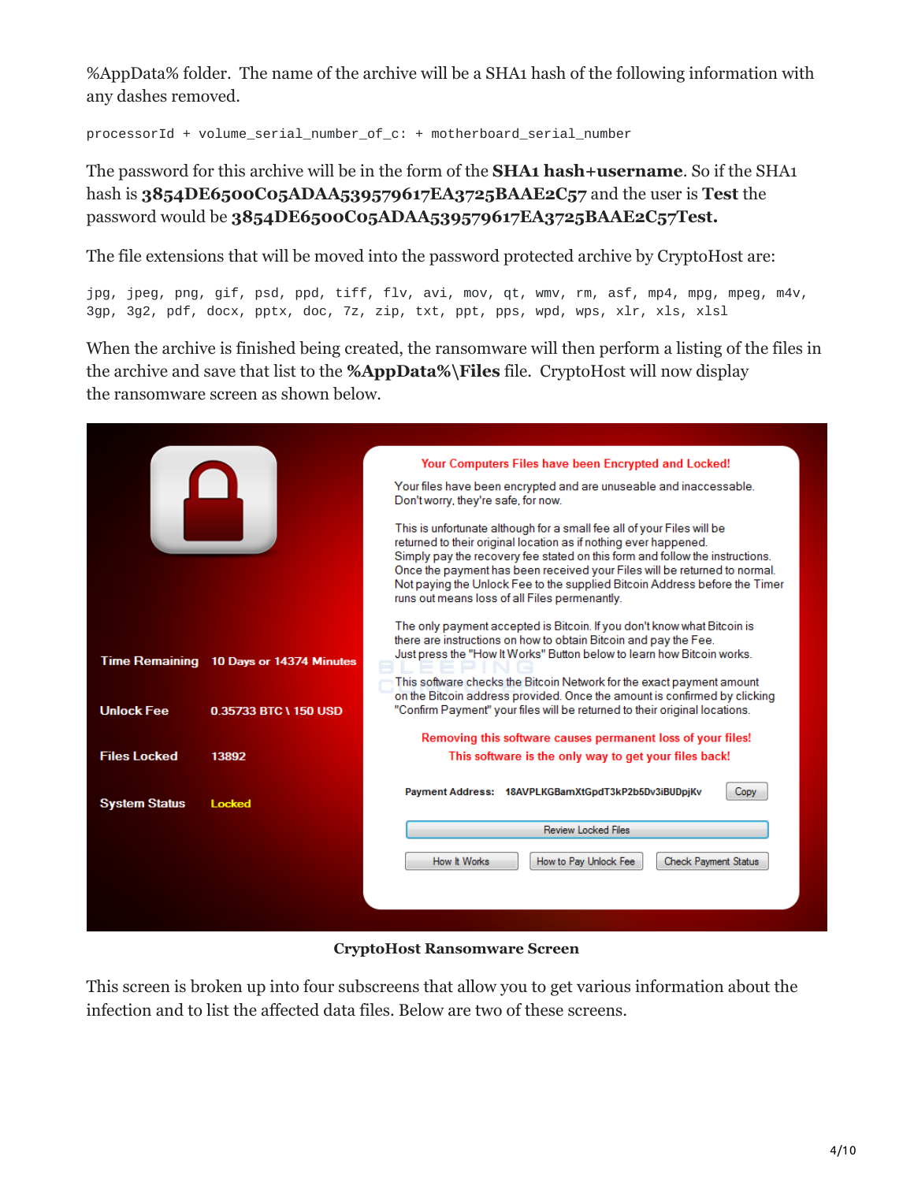%AppData% folder. The name of the archive will be a SHA1 hash of the following information with any dashes removed.

```
processorId + volume_serial_number_of_c: + motherboard_serial_number
```

The password for this archive will be in the form of the **SHA1 hash+username**. So if the SHA1 hash is **3854DE6500C05ADAA539579617EA3725BAAE2C57** and the user is **Test** the password would be **3854DE6500C05ADAA539579617EA3725BAAE2C57Test.**

The file extensions that will be moved into the password protected archive by CryptoHost are:

```
jpg, jpeg, png, gif, psd, ppd, tiff, flv, avi, mov, qt, wmv, rm, asf, mp4, mpg, mpeg, m4v,
3gp, 3g2, pdf, docx, pptx, doc, 7z, zip, txt, ppt, pps, wpd, wps, xlr, xls, xlsl
```

When the archive is finished being created, the ransomware will then perform a listing of the files in the archive and save that list to the **%AppData%\Files** file. CryptoHost will now display the ransomware screen as shown below.

**CryptoHost Ransomware Screen**

This screen is broken up into four subscreens that allow you to get various information about the infection and to list the affected data files. Below are two of these screens.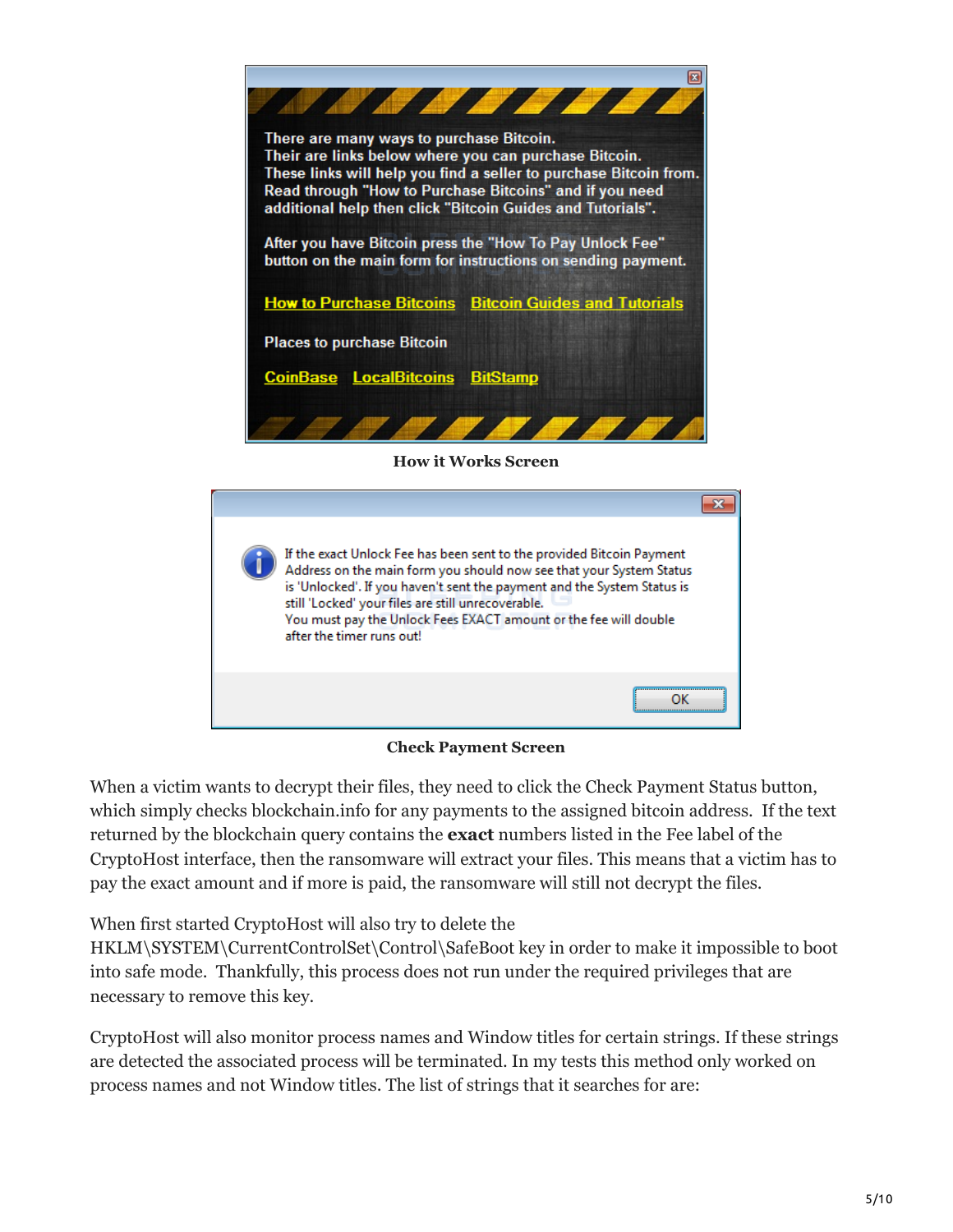There are many ways to purchase Bitcoin.
Their are links below where you can purchase Bitcoin.
These links will help you find a seller to purchase Bitcoin from.
Read through "How to Purchase Bitcoins" and if you need additional help then click "Bitcoin Guides and Tutorials".

After you have Bitcoin press the "How To Pay Unlock Fee" button on the main form for instructions on sending payment.

How to Purchase Bitcoins   Bitcoin Guides and Tutorials

Places to purchase Bitcoin

CoinBase   LocalBitcoins   BitStamp

**How it Works Screen**

If the exact Unlock Fee has been sent to the provided Bitcoin Payment Address on the main form you should now see that your System Status is 'Unlocked'. If you haven't sent the payment and the System Status is still 'Locked' your files are still unrecoverable.
You must pay the Unlock Fees EXACT amount or the fee will double after the timer runs out!

OK

**Check Payment Screen**

When a victim wants to decrypt their files, they need to click the Check Payment Status button, which simply checks blockchain.info for any payments to the assigned bitcoin address. If the text returned by the blockchain query contains the **exact** numbers listed in the Fee label of the CryptoHost interface, then the ransomware will extract your files. This means that a victim has to pay the exact amount and if more is paid, the ransomware will still not decrypt the files.

When first started CryptoHost will also try to delete the HKLM\SYSTEM\CurrentControlSet\Control\SafeBoot key in order to make it impossible to boot into safe mode. Thankfully, this process does not run under the required privileges that are necessary to remove this key.

CryptoHost will also monitor process names and Window titles for certain strings. If these strings are detected the associated process will be terminated. In my tests this method only worked on process names and not Window titles. The list of strings that it searches for are: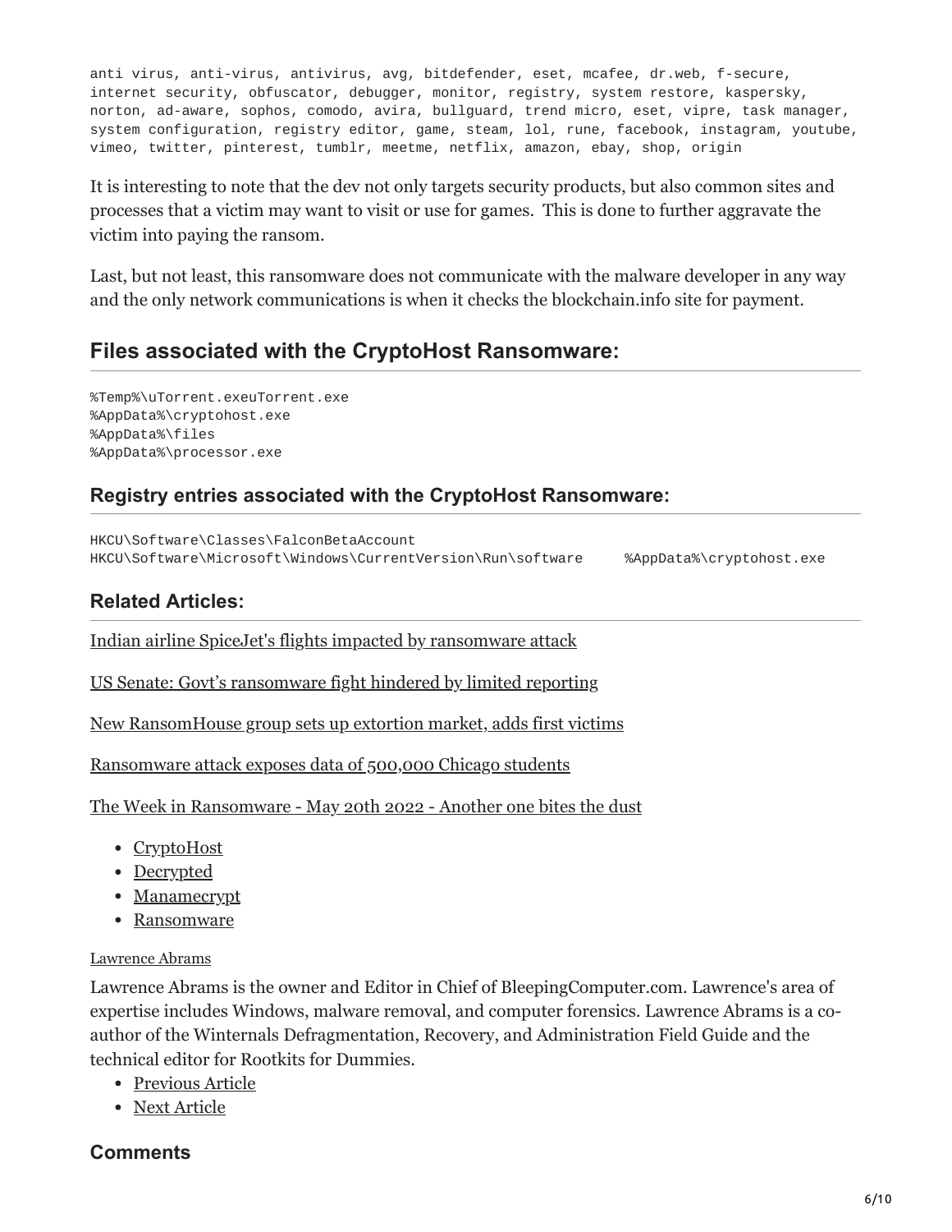```
anti virus, anti-virus, antivirus, avg, bitdefender, eset, mcafee, dr.web, f-secure,
internet security, obfuscator, debugger, monitor, registry, system restore, kaspersky,
norton, ad-aware, sophos, comodo, avira, bullguard, trend micro, eset, vipre, task manager,
system configuration, registry editor, game, steam, lol, rune, facebook, instagram, youtube,
vimeo, twitter, pinterest, tumblr, meetme, netflix, amazon, ebay, shop, origin
```

It is interesting to note that the dev not only targets security products, but also common sites and processes that a victim may want to visit or use for games. This is done to further aggravate the victim into paying the ransom.

Last, but not least, this ransomware does not communicate with the malware developer in any way and the only network communications is when it checks the blockchain.info site for payment.

## Files associated with the CryptoHost Ransomware:

```
%Temp%\uTorrent.exeuTorrent.exe
%AppData%\cryptohost.exe
%AppData%\files
%AppData%\processor.exe
```

### Registry entries associated with the CryptoHost Ransomware:

```
HKCU\Software\Classes\FalconBetaAccount
HKCU\Software\Microsoft\Windows\CurrentVersion\Run\software     %AppData%\cryptohost.exe
```

### Related Articles:

Indian airline SpiceJet's flights impacted by ransomware attack

US Senate: Govt's ransomware fight hindered by limited reporting

New RansomHouse group sets up extortion market, adds first victims

Ransomware attack exposes data of 500,000 Chicago students

The Week in Ransomware - May 20th 2022 - Another one bites the dust

- CryptoHost
- Decrypted
- Manamecrypt
- Ransomware

Lawrence Abrams

Lawrence Abrams is the owner and Editor in Chief of BleepingComputer.com. Lawrence's area of expertise includes Windows, malware removal, and computer forensics. Lawrence Abrams is a co-author of the Winternals Defragmentation, Recovery, and Administration Field Guide and the technical editor for Rootkits for Dummies.

- Previous Article
- Next Article

## Comments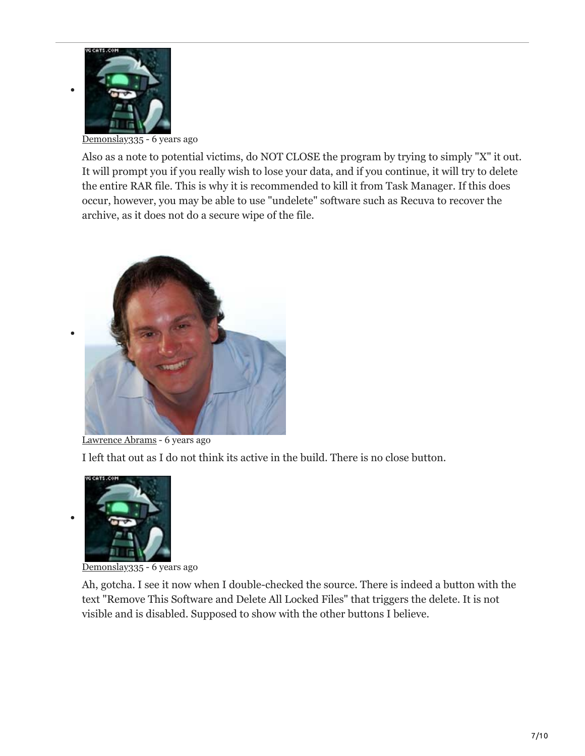- Demonslay335 - 6 years ago

  Also as a note to potential victims, do NOT CLOSE the program by trying to simply "X" it out. It will prompt you if you really wish to lose your data, and if you continue, it will try to delete the entire RAR file. This is why it is recommended to kill it from Task Manager. If this does occur, however, you may be able to use "undelete" software such as Recuva to recover the archive, as it does not do a secure wipe of the file.

- Lawrence Abrams - 6 years ago

  I left that out as I do not think its active in the build. There is no close button.

- Demonslay335 - 6 years ago

  Ah, gotcha. I see it now when I double-checked the source. There is indeed a button with the text "Remove This Software and Delete All Locked Files" that triggers the delete. It is not visible and is disabled. Supposed to show with the other buttons I believe.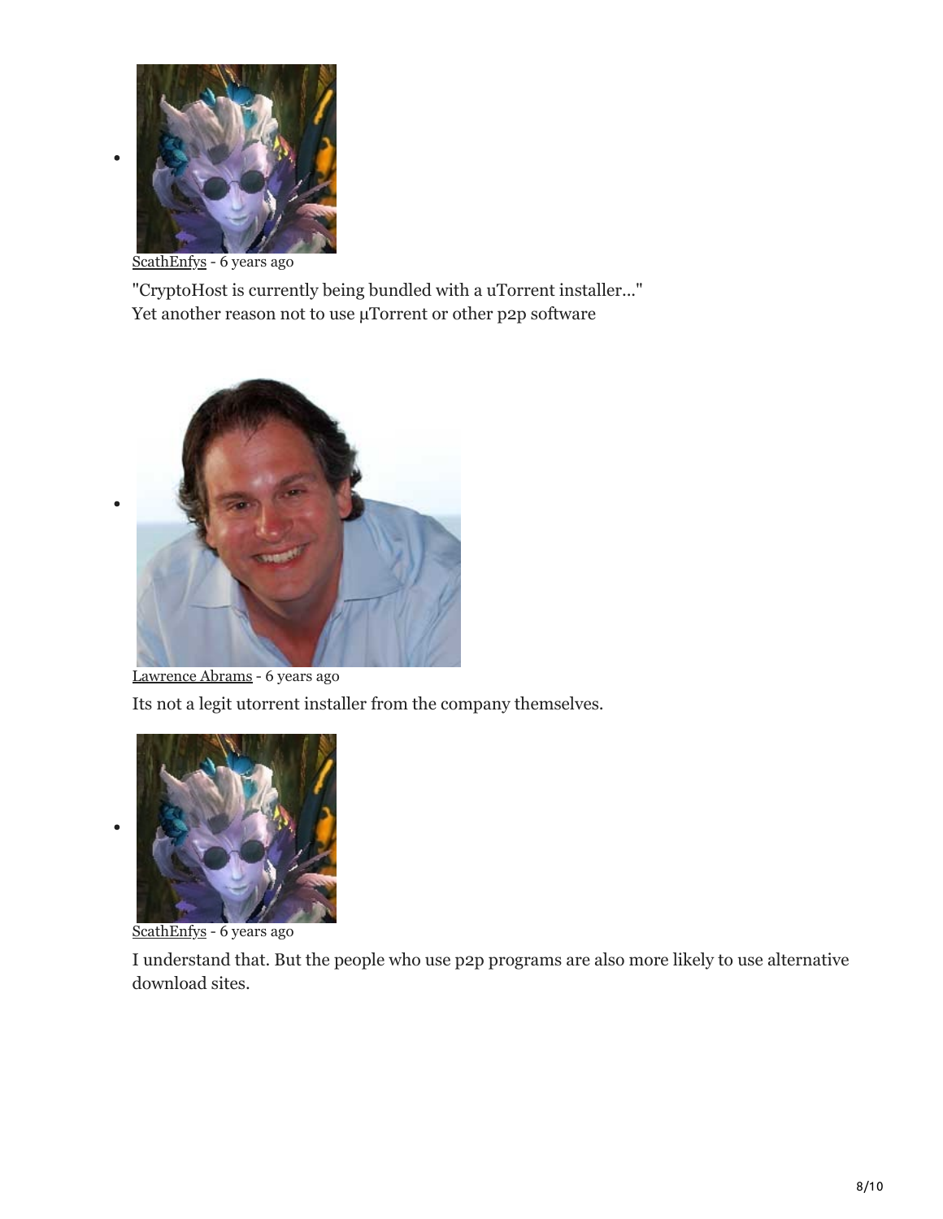- ScathEnfys - 6 years ago

  "CryptoHost is currently being bundled with a uTorrent installer..."
  Yet another reason not to use µTorrent or other p2p software

- Lawrence Abrams - 6 years ago

  Its not a legit utorrent installer from the company themselves.

- ScathEnfys - 6 years ago

  I understand that. But the people who use p2p programs are also more likely to use alternative download sites.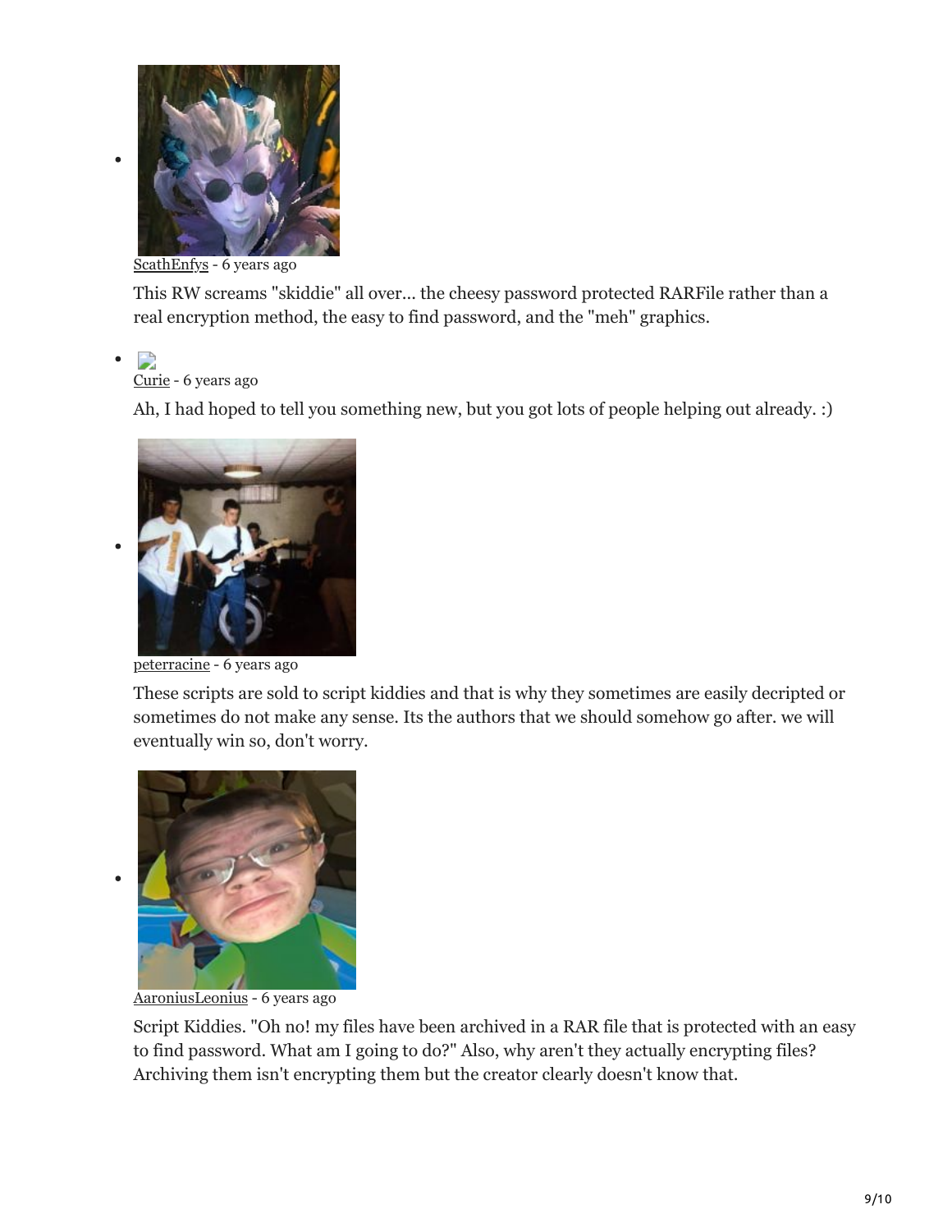- [ScathEnfys](#) - 6 years ago

  This RW screams "skiddie" all over... the cheesy password protected RARFile rather than a real encryption method, the easy to find password, and the "meh" graphics.

- [Curie](#) - 6 years ago

  Ah, I had hoped to tell you something new, but you got lots of people helping out already. :)

- [peterracine](#) - 6 years ago

  These scripts are sold to script kiddies and that is why they sometimes are easily decripted or sometimes do not make any sense. Its the authors that we should somehow go after. we will eventually win so, don't worry.

- [AaroniusLeonius](#) - 6 years ago

  Script Kiddies. "Oh no! my files have been archived in a RAR file that is protected with an easy to find password. What am I going to do?" Also, why aren't they actually encrypting files? Archiving them isn't encrypting them but the creator clearly doesn't know that.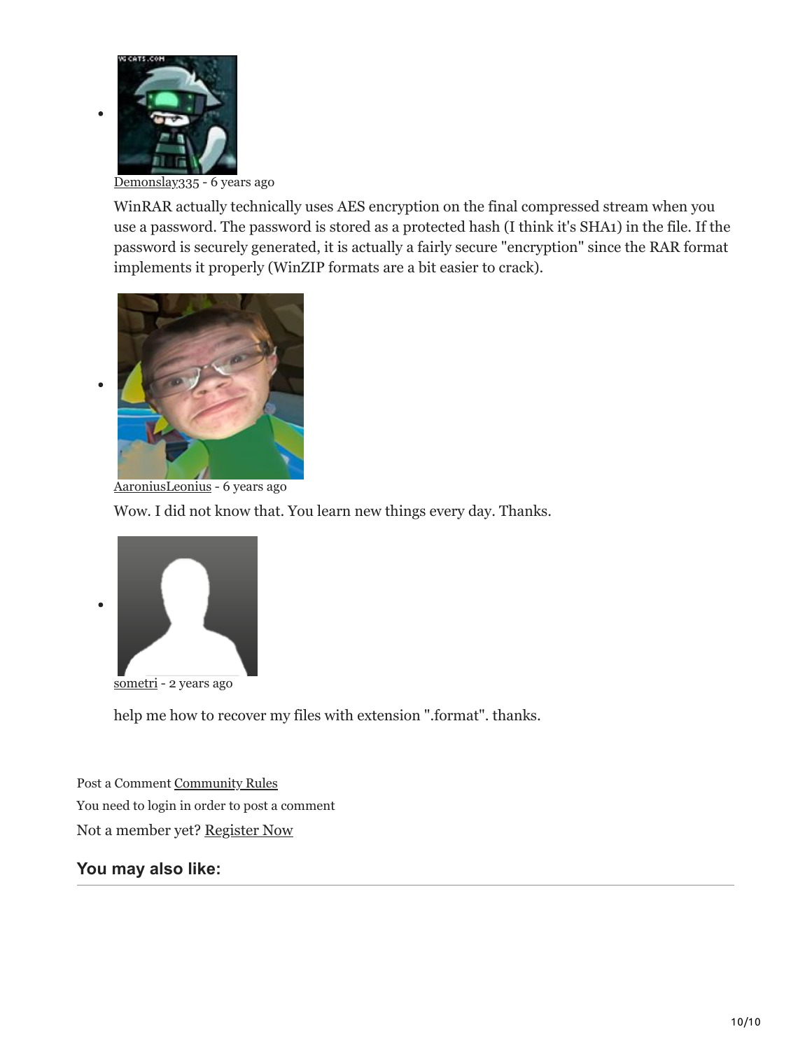- Demonslay335 - 6 years ago

  WinRAR actually technically uses AES encryption on the final compressed stream when you use a password. The password is stored as a protected hash (I think it's SHA1) in the file. If the password is securely generated, it is actually a fairly secure "encryption" since the RAR format implements it properly (WinZIP formats are a bit easier to crack).

- AaroniusLeonius - 6 years ago

  Wow. I did not know that. You learn new things every day. Thanks.

- sometri - 2 years ago

  help me how to recover my files with extension ".format". thanks.

Post a Comment Community Rules

You need to login in order to post a comment

Not a member yet? Register Now

## You may also like: